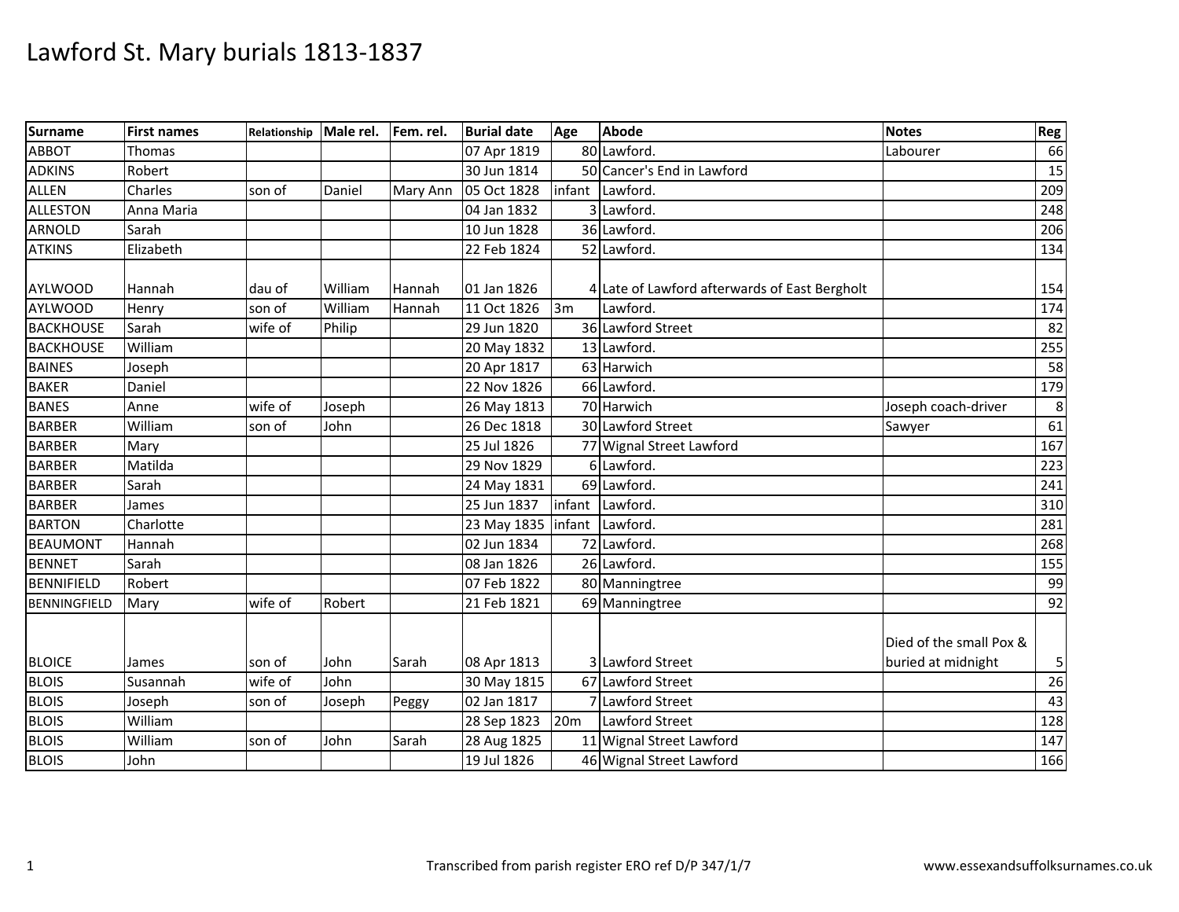# Lawford St. Mary burials 1813-1837

| Surname | First names | Relationship | Male rel. | Fem. rel. | Burial date | Age | Abode | Notes | Reg |
|---|---|---|---|---|---|---|---|---|---|
| ABBOT | Thomas | | | | 07 Apr 1819 | 80 | Lawford. | Labourer | 66 |
| ADKINS | Robert | | | | 30 Jun 1814 | 50 | Cancer's End in Lawford | | 15 |
| ALLEN | Charles | son of | Daniel | Mary Ann | 05 Oct 1828 | infant | Lawford. | | 209 |
| ALLESTON | Anna Maria | | | | 04 Jan 1832 | 3 | Lawford. | | 248 |
| ARNOLD | Sarah | | | | 10 Jun 1828 | 36 | Lawford. | | 206 |
| ATKINS | Elizabeth | | | | 22 Feb 1824 | 52 | Lawford. | | 134 |
| AYLWOOD | Hannah | dau of | William | Hannah | 01 Jan 1826 | 4 | Late of Lawford afterwards of East Bergholt | | 154 |
| AYLWOOD | Henry | son of | William | Hannah | 11 Oct 1826 | 3m | Lawford. | | 174 |
| BACKHOUSE | Sarah | wife of | Philip | | 29 Jun 1820 | 36 | Lawford Street | | 82 |
| BACKHOUSE | William | | | | 20 May 1832 | 13 | Lawford. | | 255 |
| BAINES | Joseph | | | | 20 Apr 1817 | 63 | Harwich | | 58 |
| BAKER | Daniel | | | | 22 Nov 1826 | 66 | Lawford. | | 179 |
| BANES | Anne | wife of | Joseph | | 26 May 1813 | 70 | Harwich | Joseph coach-driver | 8 |
| BARBER | William | son of | John | | 26 Dec 1818 | 30 | Lawford Street | Sawyer | 61 |
| BARBER | Mary | | | | 25 Jul 1826 | 77 | Wignal Street Lawford | | 167 |
| BARBER | Matilda | | | | 29 Nov 1829 | 6 | Lawford. | | 223 |
| BARBER | Sarah | | | | 24 May 1831 | 69 | Lawford. | | 241 |
| BARBER | James | | | | 25 Jun 1837 | infant | Lawford. | | 310 |
| BARTON | Charlotte | | | | 23 May 1835 | infant | Lawford. | | 281 |
| BEAUMONT | Hannah | | | | 02 Jun 1834 | 72 | Lawford. | | 268 |
| BENNET | Sarah | | | | 08 Jan 1826 | 26 | Lawford. | | 155 |
| BENNIFIELD | Robert | | | | 07 Feb 1822 | 80 | Manningtree | | 99 |
| BENNINGFIELD | Mary | wife of | Robert | | 21 Feb 1821 | 69 | Manningtree | | 92 |
| BLOICE | James | son of | John | Sarah | 08 Apr 1813 | 3 | Lawford Street | Died of the small Pox & buried at midnight | 5 |
| BLOIS | Susannah | wife of | John | | 30 May 1815 | 67 | Lawford Street | | 26 |
| BLOIS | Joseph | son of | Joseph | Peggy | 02 Jan 1817 | 7 | Lawford Street | | 43 |
| BLOIS | William | | | | 28 Sep 1823 | 20m | Lawford Street | | 128 |
| BLOIS | William | son of | John | Sarah | 28 Aug 1825 | 11 | Wignal Street Lawford | | 147 |
| BLOIS | John | | | | 19 Jul 1826 | 46 | Wignal Street Lawford | | 166 |

Transcribed from parish register ERO ref D/P 347/1/7

www.essexandsuffolksurnames.co.uk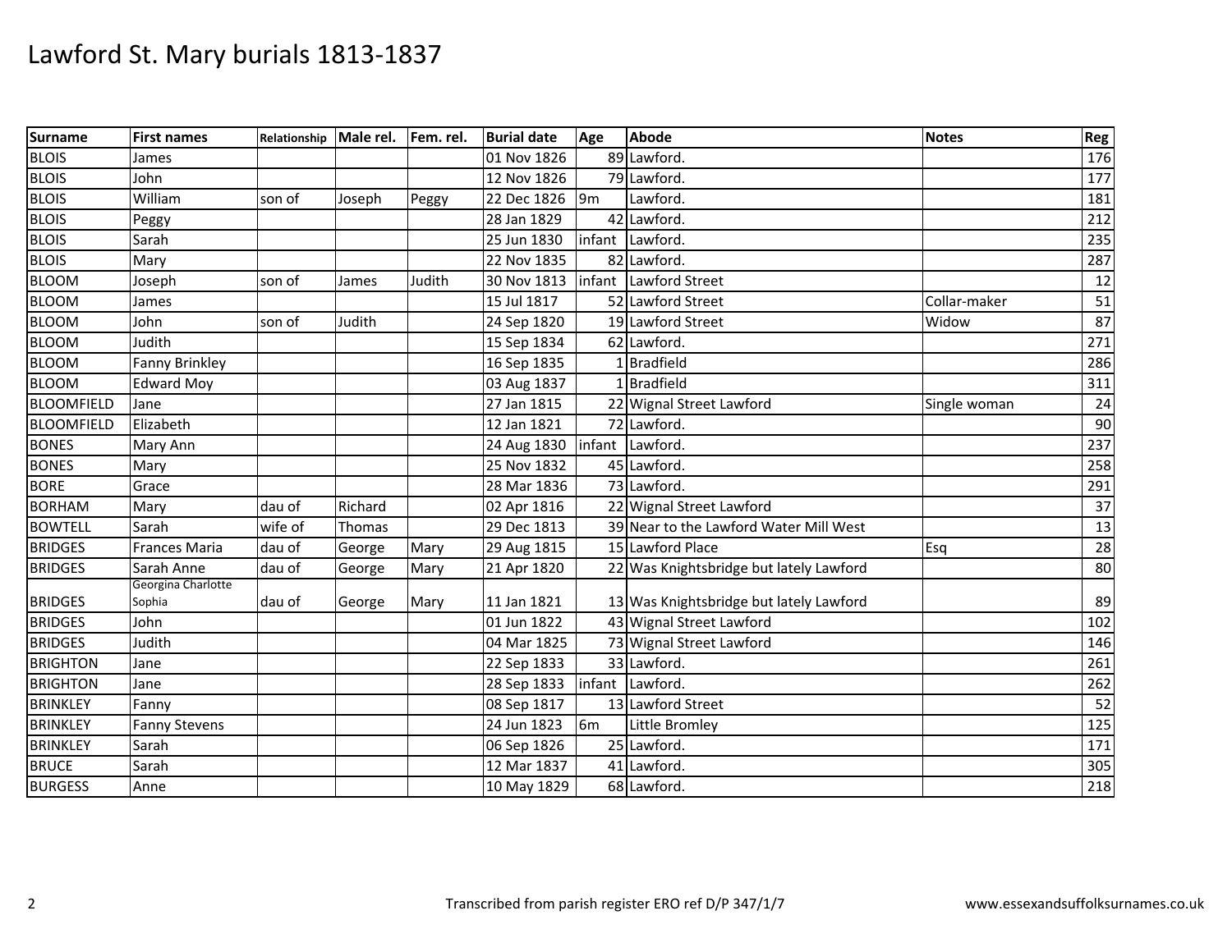# Lawford St. Mary burials 1813-1837

| Surname | First names | Relationship | Male rel. | Fem. rel. | Burial date | Age | Abode | Notes | Reg |
|---|---|---|---|---|---|---|---|---|---|
| BLOIS | James | | | | 01 Nov 1826 | 89 | Lawford. | | 176 |
| BLOIS | John | | | | 12 Nov 1826 | 79 | Lawford. | | 177 |
| BLOIS | William | son of | Joseph | Peggy | 22 Dec 1826 | 9m | Lawford. | | 181 |
| BLOIS | Peggy | | | | 28 Jan 1829 | 42 | Lawford. | | 212 |
| BLOIS | Sarah | | | | 25 Jun 1830 | infant | Lawford. | | 235 |
| BLOIS | Mary | | | | 22 Nov 1835 | 82 | Lawford. | | 287 |
| BLOOM | Joseph | son of | James | Judith | 30 Nov 1813 | infant | Lawford Street | | 12 |
| BLOOM | James | | | | 15 Jul 1817 | 52 | Lawford Street | Collar-maker | 51 |
| BLOOM | John | son of | Judith | | 24 Sep 1820 | 19 | Lawford Street | Widow | 87 |
| BLOOM | Judith | | | | 15 Sep 1834 | 62 | Lawford. | | 271 |
| BLOOM | Fanny Brinkley | | | | 16 Sep 1835 | 1 | Bradfield | | 286 |
| BLOOM | Edward Moy | | | | 03 Aug 1837 | 1 | Bradfield | | 311 |
| BLOOMFIELD | Jane | | | | 27 Jan 1815 | 22 | Wignal Street Lawford | Single woman | 24 |
| BLOOMFIELD | Elizabeth | | | | 12 Jan 1821 | 72 | Lawford. | | 90 |
| BONES | Mary Ann | | | | 24 Aug 1830 | infant | Lawford. | | 237 |
| BONES | Mary | | | | 25 Nov 1832 | 45 | Lawford. | | 258 |
| BORE | Grace | | | | 28 Mar 1836 | 73 | Lawford. | | 291 |
| BORHAM | Mary | dau of | Richard | | 02 Apr 1816 | 22 | Wignal Street Lawford | | 37 |
| BOWTELL | Sarah | wife of | Thomas | | 29 Dec 1813 | 39 | Near to the Lawford Water Mill West | | 13 |
| BRIDGES | Frances Maria | dau of | George | Mary | 29 Aug 1815 | 15 | Lawford Place | Esq | 28 |
| BRIDGES | Sarah Anne | dau of | George | Mary | 21 Apr 1820 | 22 | Was Knightsbridge but lately Lawford | | 80 |
| BRIDGES | Georgina Charlotte Sophia | dau of | George | Mary | 11 Jan 1821 | 13 | Was Knightsbridge but lately Lawford | | 89 |
| BRIDGES | John | | | | 01 Jun 1822 | 43 | Wignal Street Lawford | | 102 |
| BRIDGES | Judith | | | | 04 Mar 1825 | 73 | Wignal Street Lawford | | 146 |
| BRIGHTON | Jane | | | | 22 Sep 1833 | 33 | Lawford. | | 261 |
| BRIGHTON | Jane | | | | 28 Sep 1833 | infant | Lawford. | | 262 |
| BRINKLEY | Fanny | | | | 08 Sep 1817 | 13 | Lawford Street | | 52 |
| BRINKLEY | Fanny Stevens | | | | 24 Jun 1823 | 6m | Little Bromley | | 125 |
| BRINKLEY | Sarah | | | | 06 Sep 1826 | 25 | Lawford. | | 171 |
| BRUCE | Sarah | | | | 12 Mar 1837 | 41 | Lawford. | | 305 |
| BURGESS | Anne | | | | 10 May 1829 | 68 | Lawford. | | 218 |

Transcribed from parish register ERO ref D/P 347/1/7 www.essexandsuffolksurnames.co.uk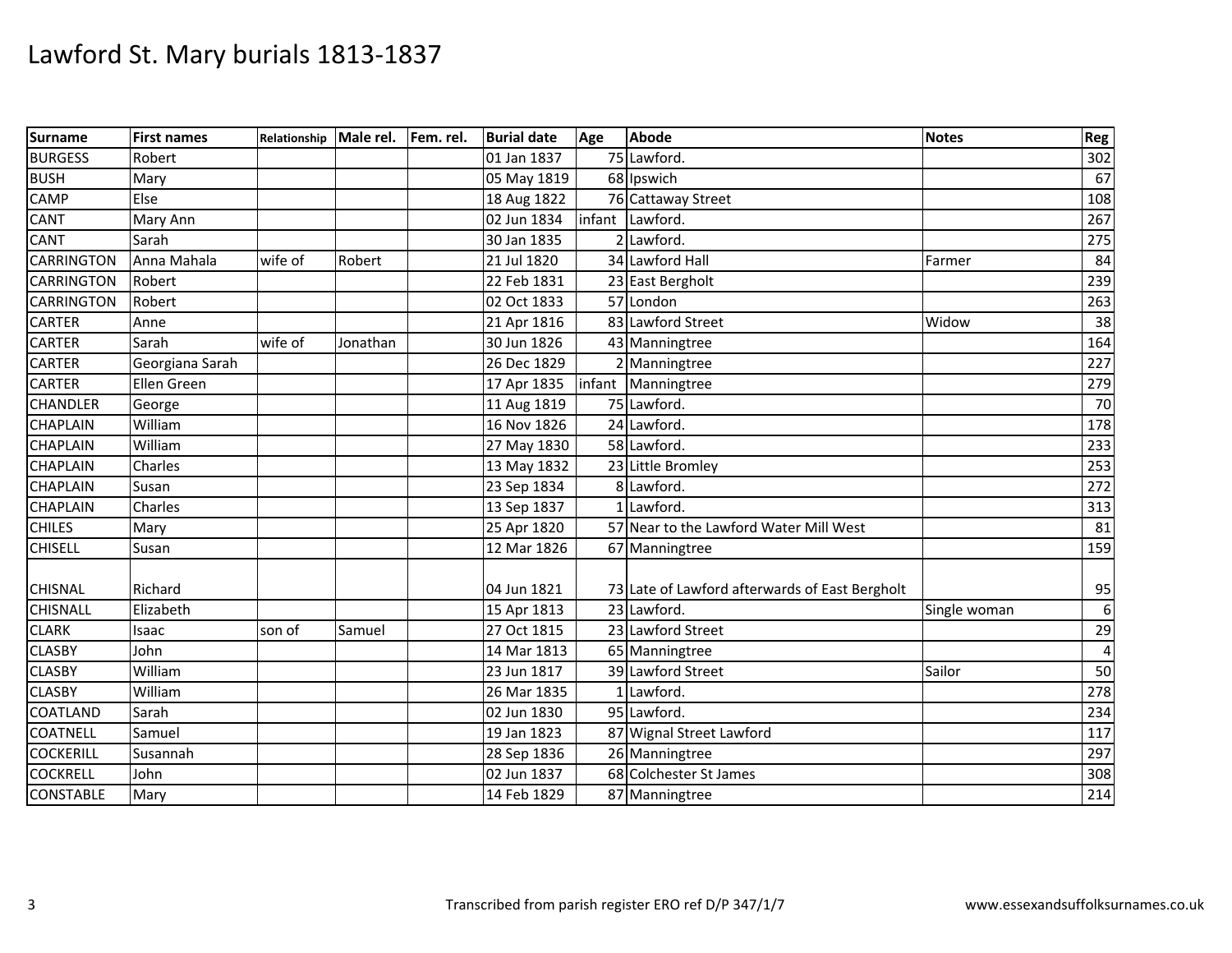# Lawford St. Mary burials 1813-1837

| Surname | First names | Relationship | Male rel. | Fem. rel. | Burial date | Age | Abode | Notes | Reg |
|---|---|---|---|---|---|---|---|---|---|
| BURGESS | Robert | | | | 01 Jan 1837 | 75 | Lawford. | | 302 |
| BUSH | Mary | | | | 05 May 1819 | 68 | Ipswich | | 67 |
| CAMP | Else | | | | 18 Aug 1822 | 76 | Cattaway Street | | 108 |
| CANT | Mary Ann | | | | 02 Jun 1834 | infant | Lawford. | | 267 |
| CANT | Sarah | | | | 30 Jan 1835 | 2 | Lawford. | | 275 |
| CARRINGTON | Anna Mahala | wife of | Robert | | 21 Jul 1820 | 34 | Lawford Hall | Farmer | 84 |
| CARRINGTON | Robert | | | | 22 Feb 1831 | 23 | East Bergholt | | 239 |
| CARRINGTON | Robert | | | | 02 Oct 1833 | 57 | London | | 263 |
| CARTER | Anne | | | | 21 Apr 1816 | 83 | Lawford Street | Widow | 38 |
| CARTER | Sarah | wife of | Jonathan | | 30 Jun 1826 | 43 | Manningtree | | 164 |
| CARTER | Georgiana Sarah | | | | 26 Dec 1829 | 2 | Manningtree | | 227 |
| CARTER | Ellen Green | | | | 17 Apr 1835 | infant | Manningtree | | 279 |
| CHANDLER | George | | | | 11 Aug 1819 | 75 | Lawford. | | 70 |
| CHAPLAIN | William | | | | 16 Nov 1826 | 24 | Lawford. | | 178 |
| CHAPLAIN | William | | | | 27 May 1830 | 58 | Lawford. | | 233 |
| CHAPLAIN | Charles | | | | 13 May 1832 | 23 | Little Bromley | | 253 |
| CHAPLAIN | Susan | | | | 23 Sep 1834 | 8 | Lawford. | | 272 |
| CHAPLAIN | Charles | | | | 13 Sep 1837 | 1 | Lawford. | | 313 |
| CHILES | Mary | | | | 25 Apr 1820 | 57 | Near to the Lawford Water Mill West | | 81 |
| CHISELL | Susan | | | | 12 Mar 1826 | 67 | Manningtree | | 159 |
| CHISNAL | Richard | | | | 04 Jun 1821 | 73 | Late of Lawford afterwards of East Bergholt | | 95 |
| CHISNALL | Elizabeth | | | | 15 Apr 1813 | 23 | Lawford. | Single woman | 6 |
| CLARK | Isaac | son of | Samuel | | 27 Oct 1815 | 23 | Lawford Street | | 29 |
| CLASBY | John | | | | 14 Mar 1813 | 65 | Manningtree | | 4 |
| CLASBY | William | | | | 23 Jun 1817 | 39 | Lawford Street | Sailor | 50 |
| CLASBY | William | | | | 26 Mar 1835 | 1 | Lawford. | | 278 |
| COATLAND | Sarah | | | | 02 Jun 1830 | 95 | Lawford. | | 234 |
| COATNELL | Samuel | | | | 19 Jan 1823 | 87 | Wignal Street Lawford | | 117 |
| COCKERILL | Susannah | | | | 28 Sep 1836 | 26 | Manningtree | | 297 |
| COCKRELL | John | | | | 02 Jun 1837 | 68 | Colchester St James | | 308 |
| CONSTABLE | Mary | | | | 14 Feb 1829 | 87 | Manningtree | | 214 |

Transcribed from parish register ERO ref D/P 347/1/7 www.essexandsuffolksurnames.co.uk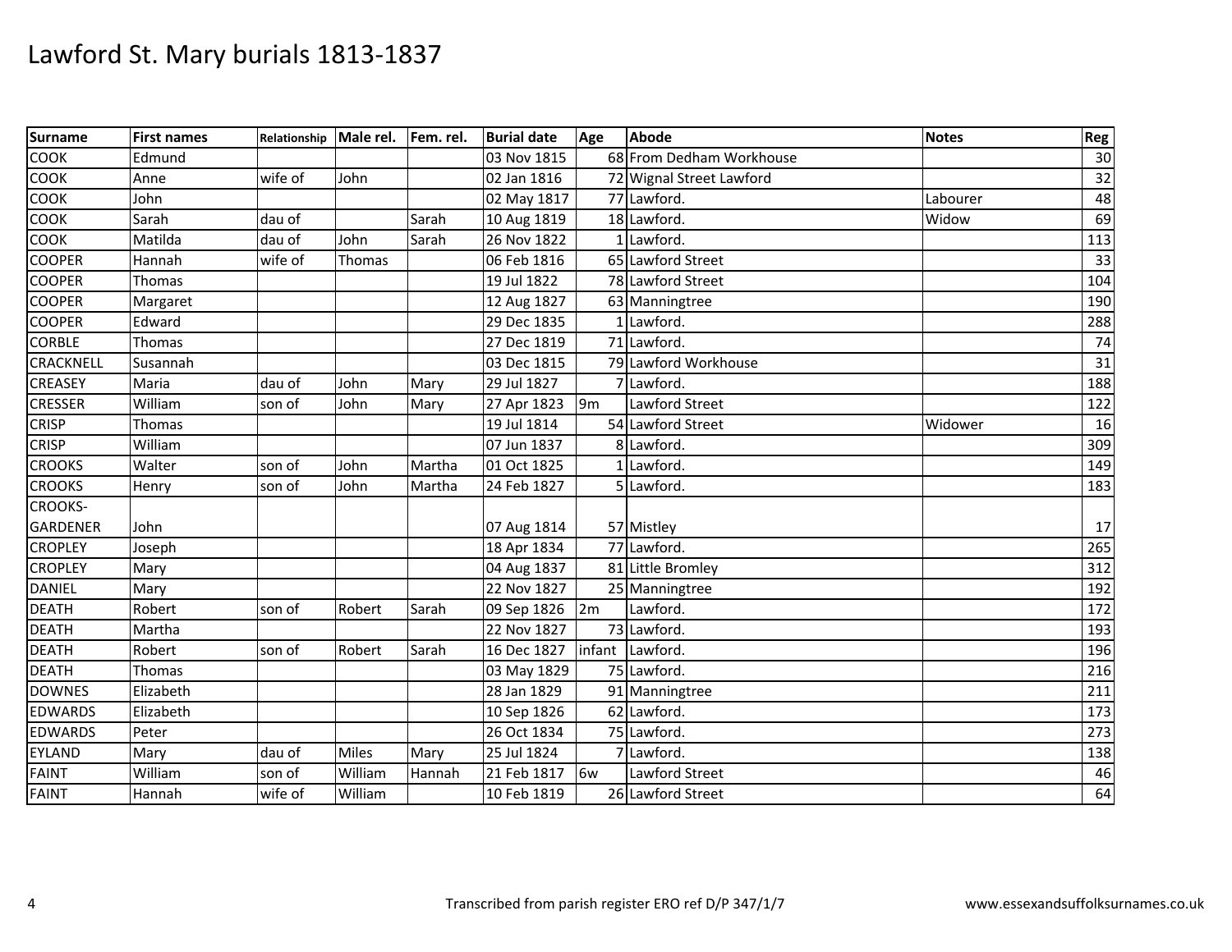# Lawford St. Mary burials 1813-1837

| Surname | First names | Relationship | Male rel. | Fem. rel. | Burial date | Age | Abode | Notes | Reg |
|---|---|---|---|---|---|---|---|---|---|
| COOK | Edmund | | | | 03 Nov 1815 | 68 | From Dedham Workhouse | | 30 |
| COOK | Anne | wife of | John | | 02 Jan 1816 | 72 | Wignal Street Lawford | | 32 |
| COOK | John | | | | 02 May 1817 | 77 | Lawford. | Labourer | 48 |
| COOK | Sarah | dau of | | Sarah | 10 Aug 1819 | 18 | Lawford. | Widow | 69 |
| COOK | Matilda | dau of | John | Sarah | 26 Nov 1822 | 1 | Lawford. | | 113 |
| COOPER | Hannah | wife of | Thomas | | 06 Feb 1816 | 65 | Lawford Street | | 33 |
| COOPER | Thomas | | | | 19 Jul 1822 | 78 | Lawford Street | | 104 |
| COOPER | Margaret | | | | 12 Aug 1827 | 63 | Manningtree | | 190 |
| COOPER | Edward | | | | 29 Dec 1835 | 1 | Lawford. | | 288 |
| CORBLE | Thomas | | | | 27 Dec 1819 | 71 | Lawford. | | 74 |
| CRACKNELL | Susannah | | | | 03 Dec 1815 | 79 | Lawford Workhouse | | 31 |
| CREASEY | Maria | dau of | John | Mary | 29 Jul 1827 | 7 | Lawford. | | 188 |
| CRESSER | William | son of | John | Mary | 27 Apr 1823 | 9m | Lawford Street | | 122 |
| CRISP | Thomas | | | | 19 Jul 1814 | 54 | Lawford Street | Widower | 16 |
| CRISP | William | | | | 07 Jun 1837 | 8 | Lawford. | | 309 |
| CROOKS | Walter | son of | John | Martha | 01 Oct 1825 | 1 | Lawford. | | 149 |
| CROOKS | Henry | son of | John | Martha | 24 Feb 1827 | 5 | Lawford. | | 183 |
| CROOKS-GARDENER | John | | | | 07 Aug 1814 | 57 | Mistley | | 17 |
| CROPLEY | Joseph | | | | 18 Apr 1834 | 77 | Lawford. | | 265 |
| CROPLEY | Mary | | | | 04 Aug 1837 | 81 | Little Bromley | | 312 |
| DANIEL | Mary | | | | 22 Nov 1827 | 25 | Manningtree | | 192 |
| DEATH | Robert | son of | Robert | Sarah | 09 Sep 1826 | 2m | Lawford. | | 172 |
| DEATH | Martha | | | | 22 Nov 1827 | 73 | Lawford. | | 193 |
| DEATH | Robert | son of | Robert | Sarah | 16 Dec 1827 | infant | Lawford. | | 196 |
| DEATH | Thomas | | | | 03 May 1829 | 75 | Lawford. | | 216 |
| DOWNES | Elizabeth | | | | 28 Jan 1829 | 91 | Manningtree | | 211 |
| EDWARDS | Elizabeth | | | | 10 Sep 1826 | 62 | Lawford. | | 173 |
| EDWARDS | Peter | | | | 26 Oct 1834 | 75 | Lawford. | | 273 |
| EYLAND | Mary | dau of | Miles | Mary | 25 Jul 1824 | 7 | Lawford. | | 138 |
| FAINT | William | son of | William | Hannah | 21 Feb 1817 | 6w | Lawford Street | | 46 |
| FAINT | Hannah | wife of | William | | 10 Feb 1819 | 26 | Lawford Street | | 64 |

Transcribed from parish register ERO ref D/P 347/1/7

www.essexandsuffolksurnames.co.uk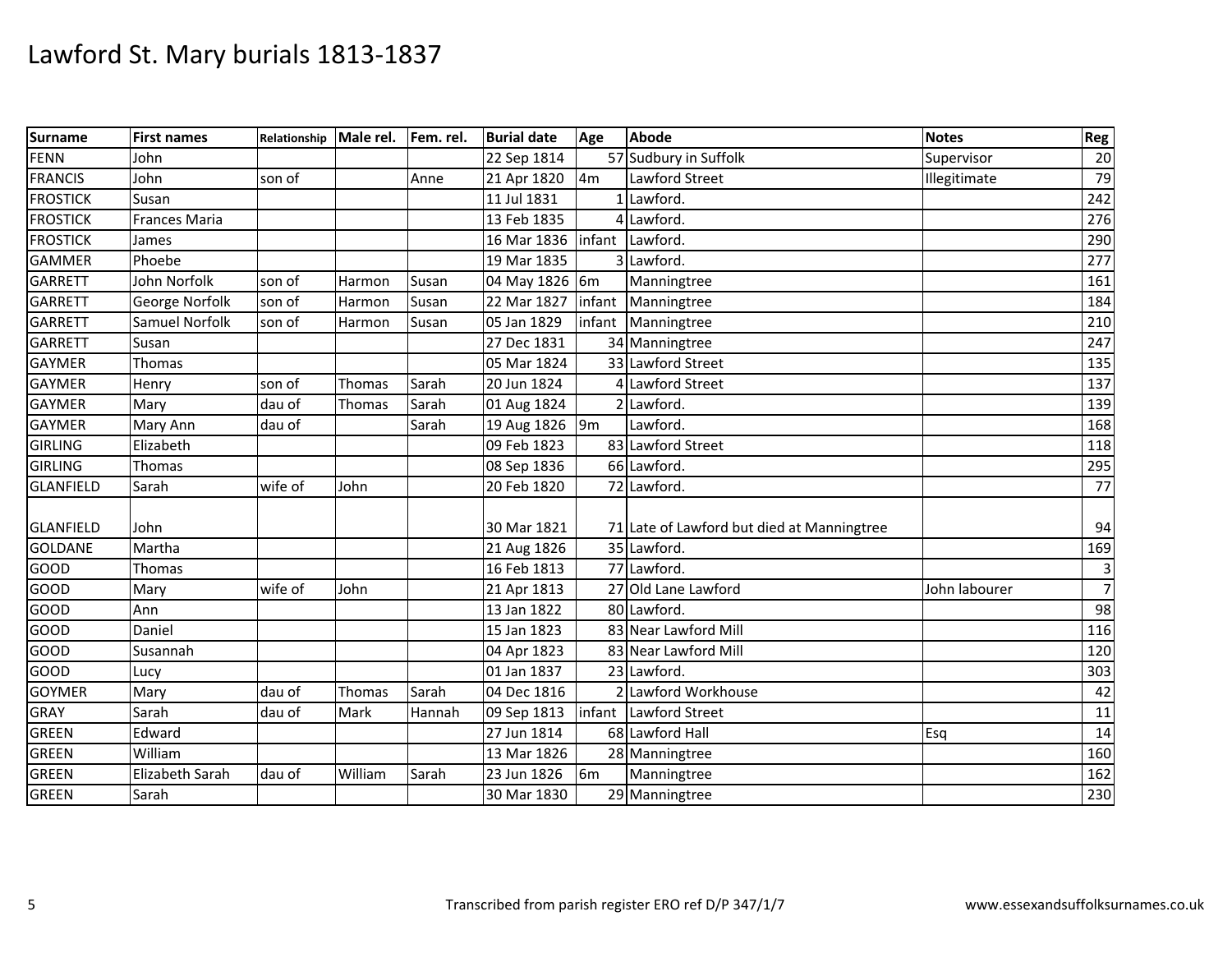# Lawford St. Mary burials 1813-1837

| Surname | First names | Relationship | Male rel. | Fem. rel. | Burial date | Age | Abode | Notes | Reg |
|---|---|---|---|---|---|---|---|---|---|
| FENN | John | | | | 22 Sep 1814 | 57 | Sudbury in Suffolk | Supervisor | 20 |
| FRANCIS | John | son of | | Anne | 21 Apr 1820 | 4m | Lawford Street | Illegitimate | 79 |
| FROSTICK | Susan | | | | 11 Jul 1831 | 1 | Lawford. | | 242 |
| FROSTICK | Frances Maria | | | | 13 Feb 1835 | 4 | Lawford. | | 276 |
| FROSTICK | James | | | | 16 Mar 1836 | infant | Lawford. | | 290 |
| GAMMER | Phoebe | | | | 19 Mar 1835 | 3 | Lawford. | | 277 |
| GARRETT | John Norfolk | son of | Harmon | Susan | 04 May 1826 | 6m | Manningtree | | 161 |
| GARRETT | George Norfolk | son of | Harmon | Susan | 22 Mar 1827 | infant | Manningtree | | 184 |
| GARRETT | Samuel Norfolk | son of | Harmon | Susan | 05 Jan 1829 | infant | Manningtree | | 210 |
| GARRETT | Susan | | | | 27 Dec 1831 | 34 | Manningtree | | 247 |
| GAYMER | Thomas | | | | 05 Mar 1824 | 33 | Lawford Street | | 135 |
| GAYMER | Henry | son of | Thomas | Sarah | 20 Jun 1824 | 4 | Lawford Street | | 137 |
| GAYMER | Mary | dau of | Thomas | Sarah | 01 Aug 1824 | 2 | Lawford. | | 139 |
| GAYMER | Mary Ann | dau of | | Sarah | 19 Aug 1826 | 9m | Lawford. | | 168 |
| GIRLING | Elizabeth | | | | 09 Feb 1823 | 83 | Lawford Street | | 118 |
| GIRLING | Thomas | | | | 08 Sep 1836 | 66 | Lawford. | | 295 |
| GLANFIELD | Sarah | wife of | John | | 20 Feb 1820 | 72 | Lawford. | | 77 |
| GLANFIELD | John | | | | 30 Mar 1821 | 71 | Late of Lawford but died at Manningtree | | 94 |
| GOLDANE | Martha | | | | 21 Aug 1826 | 35 | Lawford. | | 169 |
| GOOD | Thomas | | | | 16 Feb 1813 | 77 | Lawford. | | 3 |
| GOOD | Mary | wife of | John | | 21 Apr 1813 | 27 | Old Lane Lawford | John labourer | 7 |
| GOOD | Ann | | | | 13 Jan 1822 | 80 | Lawford. | | 98 |
| GOOD | Daniel | | | | 15 Jan 1823 | 83 | Near Lawford Mill | | 116 |
| GOOD | Susannah | | | | 04 Apr 1823 | 83 | Near Lawford Mill | | 120 |
| GOOD | Lucy | | | | 01 Jan 1837 | 23 | Lawford. | | 303 |
| GOYMER | Mary | dau of | Thomas | Sarah | 04 Dec 1816 | 2 | Lawford Workhouse | | 42 |
| GRAY | Sarah | dau of | Mark | Hannah | 09 Sep 1813 | infant | Lawford Street | | 11 |
| GREEN | Edward | | | | 27 Jun 1814 | 68 | Lawford Hall | Esq | 14 |
| GREEN | William | | | | 13 Mar 1826 | 28 | Manningtree | | 160 |
| GREEN | Elizabeth Sarah | dau of | William | Sarah | 23 Jun 1826 | 6m | Manningtree | | 162 |
| GREEN | Sarah | | | | 30 Mar 1830 | 29 | Manningtree | | 230 |

Transcribed from parish register ERO ref D/P 347/1/7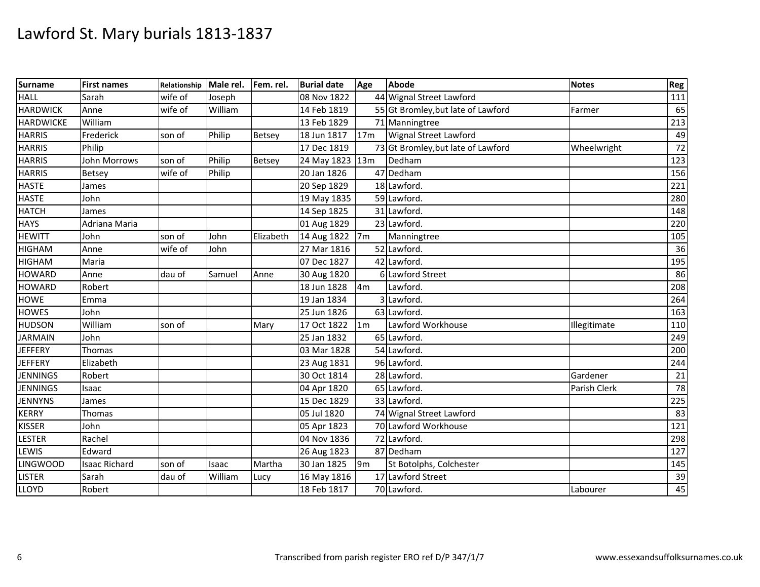# Lawford St. Mary burials 1813-1837

| Surname | First names | Relationship | Male rel. | Fem. rel. | Burial date | Age | Abode | Notes | Reg |
|---|---|---|---|---|---|---|---|---|---|
| HALL | Sarah | wife of | Joseph | | 08 Nov 1822 | 44 | Wignal Street Lawford | | 111 |
| HARDWICK | Anne | wife of | William | | 14 Feb 1819 | 55 | Gt Bromley,but late of Lawford | Farmer | 65 |
| HARDWICKE | William | | | | 13 Feb 1829 | 71 | Manningtree | | 213 |
| HARRIS | Frederick | son of | Philip | Betsey | 18 Jun 1817 | 17m | Wignal Street Lawford | | 49 |
| HARRIS | Philip | | | | 17 Dec 1819 | 73 | Gt Bromley,but late of Lawford | Wheelwright | 72 |
| HARRIS | John Morrows | son of | Philip | Betsey | 24 May 1823 | 13m | Dedham | | 123 |
| HARRIS | Betsey | wife of | Philip | | 20 Jan 1826 | 47 | Dedham | | 156 |
| HASTE | James | | | | 20 Sep 1829 | 18 | Lawford. | | 221 |
| HASTE | John | | | | 19 May 1835 | 59 | Lawford. | | 280 |
| HATCH | James | | | | 14 Sep 1825 | 31 | Lawford. | | 148 |
| HAYS | Adriana Maria | | | | 01 Aug 1829 | 23 | Lawford. | | 220 |
| HEWITT | John | son of | John | Elizabeth | 14 Aug 1822 | 7m | Manningtree | | 105 |
| HIGHAM | Anne | wife of | John | | 27 Mar 1816 | 52 | Lawford. | | 36 |
| HIGHAM | Maria | | | | 07 Dec 1827 | 42 | Lawford. | | 195 |
| HOWARD | Anne | dau of | Samuel | Anne | 30 Aug 1820 | 6 | Lawford Street | | 86 |
| HOWARD | Robert | | | | 18 Jun 1828 | 4m | Lawford. | | 208 |
| HOWE | Emma | | | | 19 Jan 1834 | 3 | Lawford. | | 264 |
| HOWES | John | | | | 25 Jun 1826 | 63 | Lawford. | | 163 |
| HUDSON | William | son of | | Mary | 17 Oct 1822 | 1m | Lawford Workhouse | Illegitimate | 110 |
| JARMAIN | John | | | | 25 Jan 1832 | 65 | Lawford. | | 249 |
| JEFFERY | Thomas | | | | 03 Mar 1828 | 54 | Lawford. | | 200 |
| JEFFERY | Elizabeth | | | | 23 Aug 1831 | 96 | Lawford. | | 244 |
| JENNINGS | Robert | | | | 30 Oct 1814 | 28 | Lawford. | Gardener | 21 |
| JENNINGS | Isaac | | | | 04 Apr 1820 | 65 | Lawford. | Parish Clerk | 78 |
| JENNYNS | James | | | | 15 Dec 1829 | 33 | Lawford. | | 225 |
| KERRY | Thomas | | | | 05 Jul 1820 | 74 | Wignal Street Lawford | | 83 |
| KISSER | John | | | | 05 Apr 1823 | 70 | Lawford Workhouse | | 121 |
| LESTER | Rachel | | | | 04 Nov 1836 | 72 | Lawford. | | 298 |
| LEWIS | Edward | | | | 26 Aug 1823 | 87 | Dedham | | 127 |
| LINGWOOD | Isaac Richard | son of | Isaac | Martha | 30 Jan 1825 | 9m | St Botolphs, Colchester | | 145 |
| LISTER | Sarah | dau of | William | Lucy | 16 May 1816 | 17 | Lawford Street | | 39 |
| LLOYD | Robert | | | | 18 Feb 1817 | 70 | Lawford. | Labourer | 45 |

Transcribed from parish register ERO ref D/P 347/1/7

www.essexandsuffolksurnames.co.uk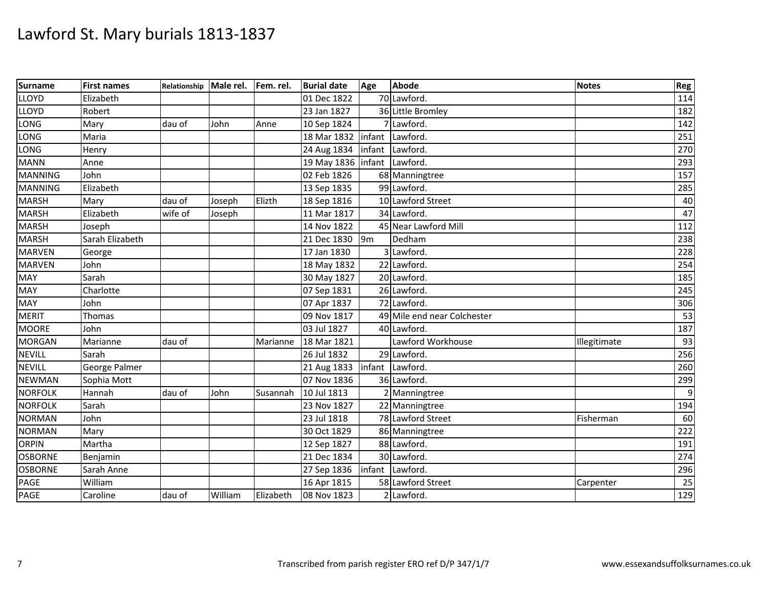# Lawford St. Mary burials 1813-1837

| Surname | First names | Relationship | Male rel. | Fem. rel. | Burial date | Age | Abode | Notes | Reg |
|---|---|---|---|---|---|---|---|---|---|
| LLOYD | Elizabeth | | | | 01 Dec 1822 | 70 | Lawford. | | 114 |
| LLOYD | Robert | | | | 23 Jan 1827 | 36 | Little Bromley | | 182 |
| LONG | Mary | dau of | John | Anne | 10 Sep 1824 | 7 | Lawford. | | 142 |
| LONG | Maria | | | | 18 Mar 1832 | infant | Lawford. | | 251 |
| LONG | Henry | | | | 24 Aug 1834 | infant | Lawford. | | 270 |
| MANN | Anne | | | | 19 May 1836 | infant | Lawford. | | 293 |
| MANNING | John | | | | 02 Feb 1826 | 68 | Manningtree | | 157 |
| MANNING | Elizabeth | | | | 13 Sep 1835 | 99 | Lawford. | | 285 |
| MARSH | Mary | dau of | Joseph | Elizth | 18 Sep 1816 | 10 | Lawford Street | | 40 |
| MARSH | Elizabeth | wife of | Joseph | | 11 Mar 1817 | 34 | Lawford. | | 47 |
| MARSH | Joseph | | | | 14 Nov 1822 | 45 | Near Lawford Mill | | 112 |
| MARSH | Sarah Elizabeth | | | | 21 Dec 1830 | 9m | Dedham | | 238 |
| MARVEN | George | | | | 17 Jan 1830 | 3 | Lawford. | | 228 |
| MARVEN | John | | | | 18 May 1832 | 22 | Lawford. | | 254 |
| MAY | Sarah | | | | 30 May 1827 | 20 | Lawford. | | 185 |
| MAY | Charlotte | | | | 07 Sep 1831 | 26 | Lawford. | | 245 |
| MAY | John | | | | 07 Apr 1837 | 72 | Lawford. | | 306 |
| MERIT | Thomas | | | | 09 Nov 1817 | 49 | Mile end near Colchester | | 53 |
| MOORE | John | | | | 03 Jul 1827 | 40 | Lawford. | | 187 |
| MORGAN | Marianne | dau of | | Marianne | 18 Mar 1821 | | Lawford Workhouse | Illegitimate | 93 |
| NEVILL | Sarah | | | | 26 Jul 1832 | 29 | Lawford. | | 256 |
| NEVILL | George Palmer | | | | 21 Aug 1833 | infant | Lawford. | | 260 |
| NEWMAN | Sophia Mott | | | | 07 Nov 1836 | 36 | Lawford. | | 299 |
| NORFOLK | Hannah | dau of | John | Susannah | 10 Jul 1813 | 2 | Manningtree | | 9 |
| NORFOLK | Sarah | | | | 23 Nov 1827 | 22 | Manningtree | | 194 |
| NORMAN | John | | | | 23 Jul 1818 | 78 | Lawford Street | Fisherman | 60 |
| NORMAN | Mary | | | | 30 Oct 1829 | 86 | Manningtree | | 222 |
| ORPIN | Martha | | | | 12 Sep 1827 | 88 | Lawford. | | 191 |
| OSBORNE | Benjamin | | | | 21 Dec 1834 | 30 | Lawford. | | 274 |
| OSBORNE | Sarah Anne | | | | 27 Sep 1836 | infant | Lawford. | | 296 |
| PAGE | William | | | | 16 Apr 1815 | 58 | Lawford Street | Carpenter | 25 |
| PAGE | Caroline | dau of | William | Elizabeth | 08 Nov 1823 | 2 | Lawford. | | 129 |

Transcribed from parish register ERO ref D/P 347/1/7

www.essexandsuffolksurnames.co.uk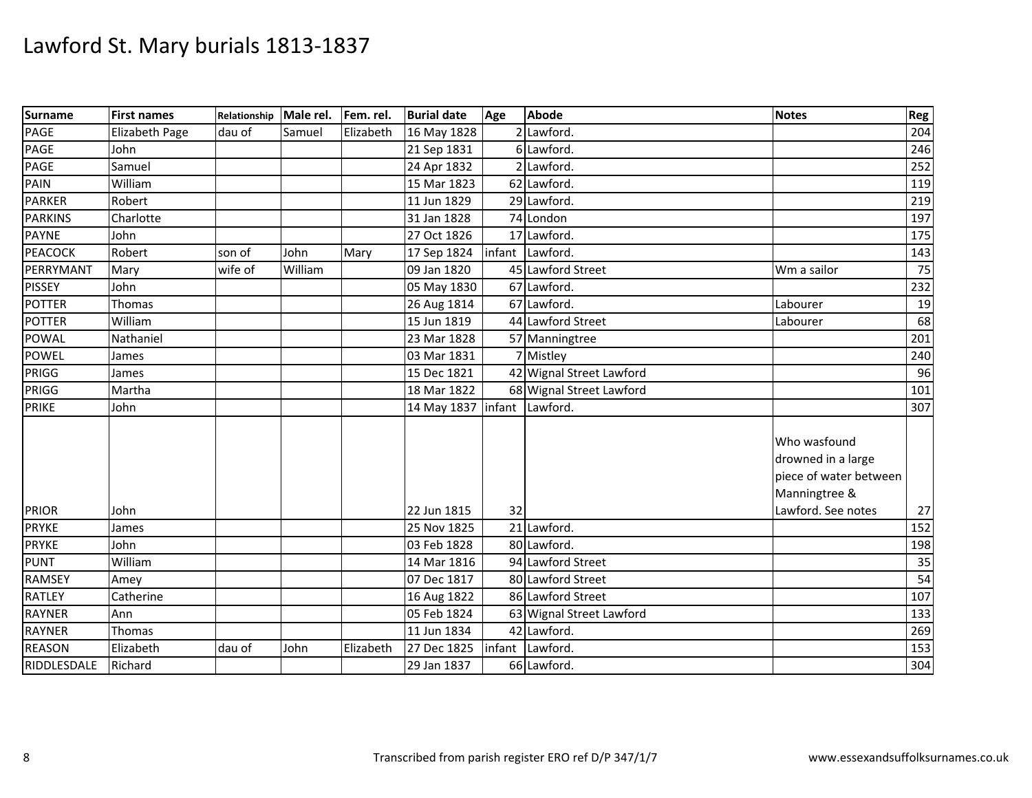# Lawford St. Mary burials 1813-1837

| Surname | First names | Relationship | Male rel. | Fem. rel. | Burial date | Age | Abode | Notes | Reg |
|---|---|---|---|---|---|---|---|---|---|
| PAGE | Elizabeth Page | dau of | Samuel | Elizabeth | 16 May 1828 | 2 | Lawford. | | 204 |
| PAGE | John | | | | 21 Sep 1831 | 6 | Lawford. | | 246 |
| PAGE | Samuel | | | | 24 Apr 1832 | 2 | Lawford. | | 252 |
| PAIN | William | | | | 15 Mar 1823 | 62 | Lawford. | | 119 |
| PARKER | Robert | | | | 11 Jun 1829 | 29 | Lawford. | | 219 |
| PARKINS | Charlotte | | | | 31 Jan 1828 | 74 | London | | 197 |
| PAYNE | John | | | | 27 Oct 1826 | 17 | Lawford. | | 175 |
| PEACOCK | Robert | son of | John | Mary | 17 Sep 1824 | infant | Lawford. | | 143 |
| PERRYMANT | Mary | wife of | William | | 09 Jan 1820 | 45 | Lawford Street | Wm a sailor | 75 |
| PISSEY | John | | | | 05 May 1830 | 67 | Lawford. | | 232 |
| POTTER | Thomas | | | | 26 Aug 1814 | 67 | Lawford. | Labourer | 19 |
| POTTER | William | | | | 15 Jun 1819 | 44 | Lawford Street | Labourer | 68 |
| POWAL | Nathaniel | | | | 23 Mar 1828 | 57 | Manningtree | | 201 |
| POWEL | James | | | | 03 Mar 1831 | 7 | Mistley | | 240 |
| PRIGG | James | | | | 15 Dec 1821 | 42 | Wignal Street Lawford | | 96 |
| PRIGG | Martha | | | | 18 Mar 1822 | 68 | Wignal Street Lawford | | 101 |
| PRIKE | John | | | | 14 May 1837 | infant | Lawford. | | 307 |
| PRIOR | John | | | | 22 Jun 1815 | 32 | | Who wasfound drowned in a large piece of water between Manningtree & Lawford. See notes | 27 |
| PRYKE | James | | | | 25 Nov 1825 | 21 | Lawford. | | 152 |
| PRYKE | John | | | | 03 Feb 1828 | 80 | Lawford. | | 198 |
| PUNT | William | | | | 14 Mar 1816 | 94 | Lawford Street | | 35 |
| RAMSEY | Amey | | | | 07 Dec 1817 | 80 | Lawford Street | | 54 |
| RATLEY | Catherine | | | | 16 Aug 1822 | 86 | Lawford Street | | 107 |
| RAYNER | Ann | | | | 05 Feb 1824 | 63 | Wignal Street Lawford | | 133 |
| RAYNER | Thomas | | | | 11 Jun 1834 | 42 | Lawford. | | 269 |
| REASON | Elizabeth | dau of | John | Elizabeth | 27 Dec 1825 | infant | Lawford. | | 153 |
| RIDDLESDALE | Richard | | | | 29 Jan 1837 | 66 | Lawford. | | 304 |

Transcribed from parish register ERO ref D/P 347/1/7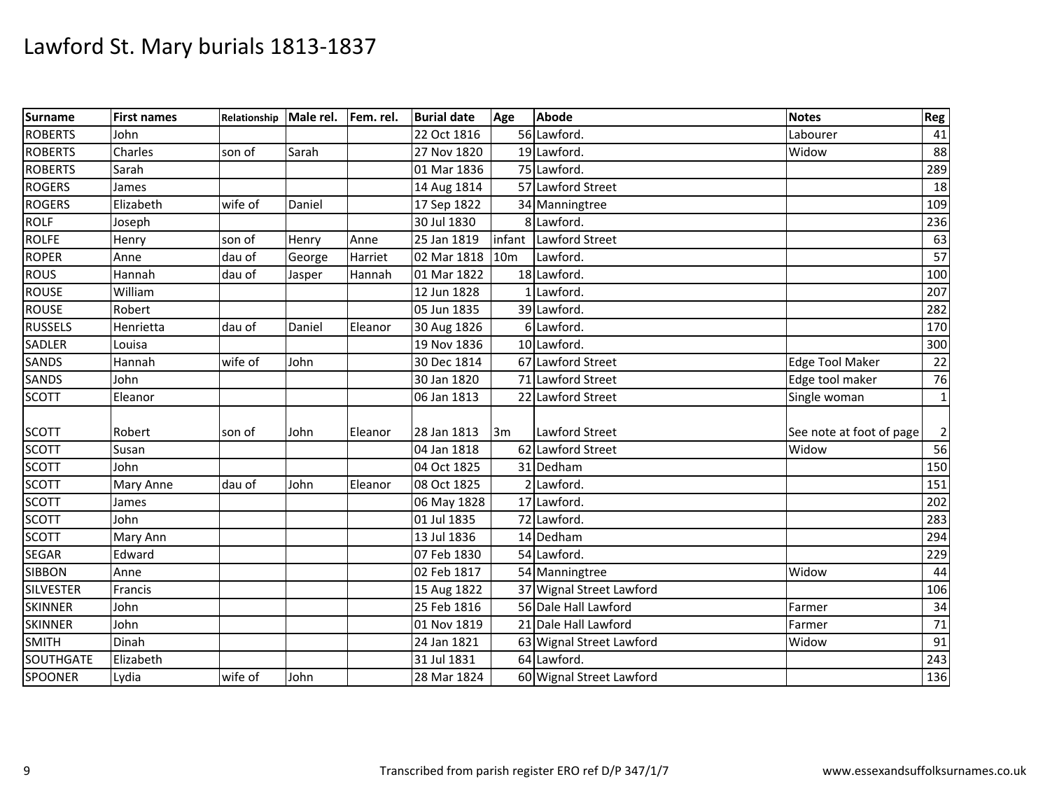# Lawford St. Mary burials 1813-1837

| Surname | First names | Relationship | Male rel. | Fem. rel. | Burial date | Age | Abode | Notes | Reg |
|---|---|---|---|---|---|---|---|---|---|
| ROBERTS | John | | | | 22 Oct 1816 | 56 | Lawford. | Labourer | 41 |
| ROBERTS | Charles | son of | Sarah | | 27 Nov 1820 | 19 | Lawford. | Widow | 88 |
| ROBERTS | Sarah | | | | 01 Mar 1836 | 75 | Lawford. | | 289 |
| ROGERS | James | | | | 14 Aug 1814 | 57 | Lawford Street | | 18 |
| ROGERS | Elizabeth | wife of | Daniel | | 17 Sep 1822 | 34 | Manningtree | | 109 |
| ROLF | Joseph | | | | 30 Jul 1830 | 8 | Lawford. | | 236 |
| ROLFE | Henry | son of | Henry | Anne | 25 Jan 1819 | infant | Lawford Street | | 63 |
| ROPER | Anne | dau of | George | Harriet | 02 Mar 1818 | 10m | Lawford. | | 57 |
| ROUS | Hannah | dau of | Jasper | Hannah | 01 Mar 1822 | 18 | Lawford. | | 100 |
| ROUSE | William | | | | 12 Jun 1828 | 1 | Lawford. | | 207 |
| ROUSE | Robert | | | | 05 Jun 1835 | 39 | Lawford. | | 282 |
| RUSSELS | Henrietta | dau of | Daniel | Eleanor | 30 Aug 1826 | 6 | Lawford. | | 170 |
| SADLER | Louisa | | | | 19 Nov 1836 | 10 | Lawford. | | 300 |
| SANDS | Hannah | wife of | John | | 30 Dec 1814 | 67 | Lawford Street | Edge Tool Maker | 22 |
| SANDS | John | | | | 30 Jan 1820 | 71 | Lawford Street | Edge tool maker | 76 |
| SCOTT | Eleanor | | | | 06 Jan 1813 | 22 | Lawford Street | Single woman | 1 |
| SCOTT | Robert | son of | John | Eleanor | 28 Jan 1813 | 3m | Lawford Street | See note at foot of page | 2 |
| SCOTT | Susan | | | | 04 Jan 1818 | 62 | Lawford Street | Widow | 56 |
| SCOTT | John | | | | 04 Oct 1825 | 31 | Dedham | | 150 |
| SCOTT | Mary Anne | dau of | John | Eleanor | 08 Oct 1825 | 2 | Lawford. | | 151 |
| SCOTT | James | | | | 06 May 1828 | 17 | Lawford. | | 202 |
| SCOTT | John | | | | 01 Jul 1835 | 72 | Lawford. | | 283 |
| SCOTT | Mary Ann | | | | 13 Jul 1836 | 14 | Dedham | | 294 |
| SEGAR | Edward | | | | 07 Feb 1830 | 54 | Lawford. | | 229 |
| SIBBON | Anne | | | | 02 Feb 1817 | 54 | Manningtree | Widow | 44 |
| SILVESTER | Francis | | | | 15 Aug 1822 | 37 | Wignal Street Lawford | | 106 |
| SKINNER | John | | | | 25 Feb 1816 | 56 | Dale Hall Lawford | Farmer | 34 |
| SKINNER | John | | | | 01 Nov 1819 | 21 | Dale Hall Lawford | Farmer | 71 |
| SMITH | Dinah | | | | 24 Jan 1821 | 63 | Wignal Street Lawford | Widow | 91 |
| SOUTHGATE | Elizabeth | | | | 31 Jul 1831 | 64 | Lawford. | | 243 |
| SPOONER | Lydia | wife of | John | | 28 Mar 1824 | 60 | Wignal Street Lawford | | 136 |

Transcribed from parish register ERO ref D/P 347/1/7

www.essexandsuffolksurnames.co.uk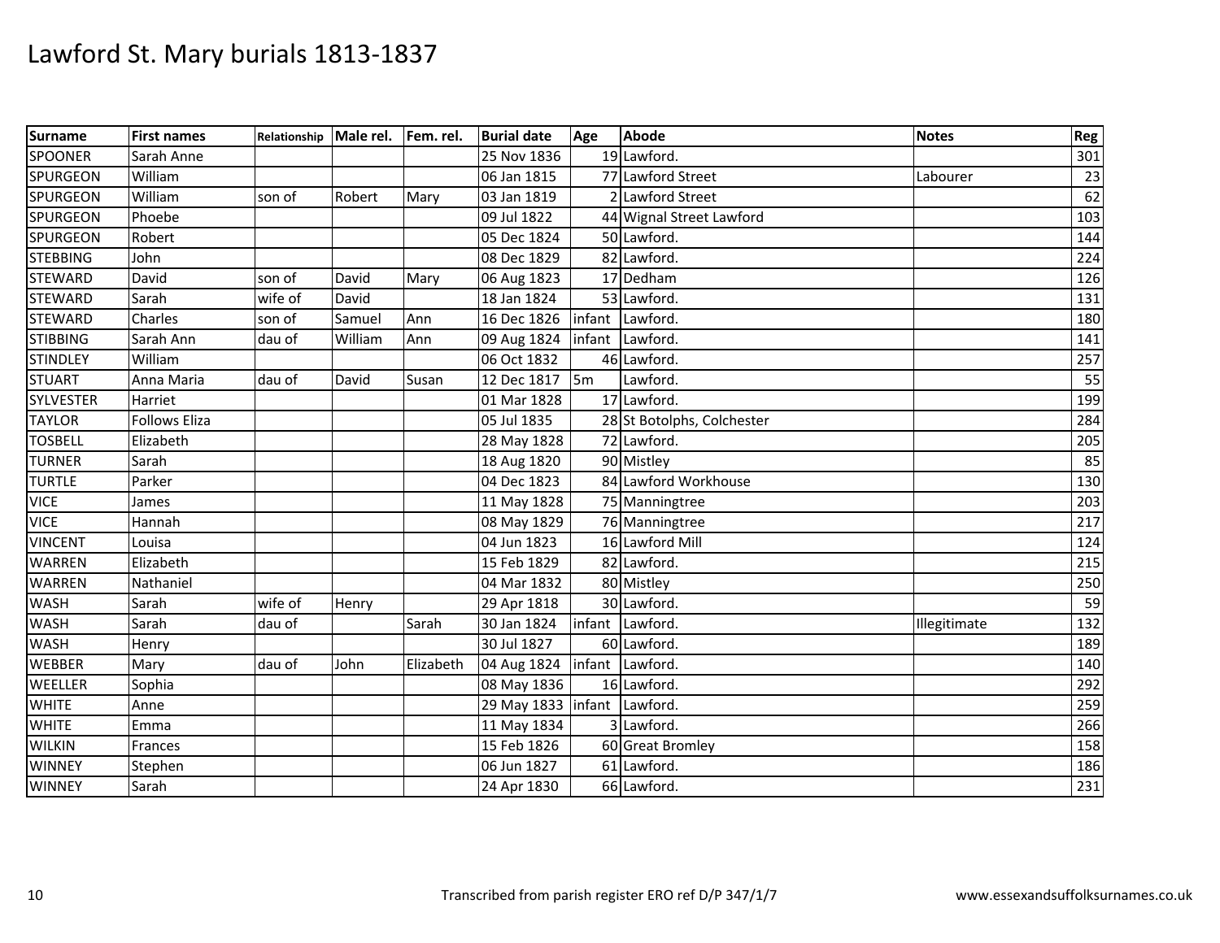# Lawford St. Mary burials 1813-1837

| Surname | First names | Relationship | Male rel. | Fem. rel. | Burial date | Age | Abode | Notes | Reg |
|---|---|---|---|---|---|---|---|---|---|
| SPOONER | Sarah Anne | | | | 25 Nov 1836 | 19 | Lawford. | | 301 |
| SPURGEON | William | | | | 06 Jan 1815 | 77 | Lawford Street | Labourer | 23 |
| SPURGEON | William | son of | Robert | Mary | 03 Jan 1819 | 2 | Lawford Street | | 62 |
| SPURGEON | Phoebe | | | | 09 Jul 1822 | 44 | Wignal Street Lawford | | 103 |
| SPURGEON | Robert | | | | 05 Dec 1824 | 50 | Lawford. | | 144 |
| STEBBING | John | | | | 08 Dec 1829 | 82 | Lawford. | | 224 |
| STEWARD | David | son of | David | Mary | 06 Aug 1823 | 17 | Dedham | | 126 |
| STEWARD | Sarah | wife of | David | | 18 Jan 1824 | 53 | Lawford. | | 131 |
| STEWARD | Charles | son of | Samuel | Ann | 16 Dec 1826 | infant | Lawford. | | 180 |
| STIBBING | Sarah Ann | dau of | William | Ann | 09 Aug 1824 | infant | Lawford. | | 141 |
| STINDLEY | William | | | | 06 Oct 1832 | 46 | Lawford. | | 257 |
| STUART | Anna Maria | dau of | David | Susan | 12 Dec 1817 | 5m | Lawford. | | 55 |
| SYLVESTER | Harriet | | | | 01 Mar 1828 | 17 | Lawford. | | 199 |
| TAYLOR | Follows Eliza | | | | 05 Jul 1835 | 28 | St Botolphs, Colchester | | 284 |
| TOSBELL | Elizabeth | | | | 28 May 1828 | 72 | Lawford. | | 205 |
| TURNER | Sarah | | | | 18 Aug 1820 | 90 | Mistley | | 85 |
| TURTLE | Parker | | | | 04 Dec 1823 | 84 | Lawford Workhouse | | 130 |
| VICE | James | | | | 11 May 1828 | 75 | Manningtree | | 203 |
| VICE | Hannah | | | | 08 May 1829 | 76 | Manningtree | | 217 |
| VINCENT | Louisa | | | | 04 Jun 1823 | 16 | Lawford Mill | | 124 |
| WARREN | Elizabeth | | | | 15 Feb 1829 | 82 | Lawford. | | 215 |
| WARREN | Nathaniel | | | | 04 Mar 1832 | 80 | Mistley | | 250 |
| WASH | Sarah | wife of | Henry | | 29 Apr 1818 | 30 | Lawford. | | 59 |
| WASH | Sarah | dau of | | Sarah | 30 Jan 1824 | infant | Lawford. | Illegitimate | 132 |
| WASH | Henry | | | | 30 Jul 1827 | 60 | Lawford. | | 189 |
| WEBBER | Mary | dau of | John | Elizabeth | 04 Aug 1824 | infant | Lawford. | | 140 |
| WEELLER | Sophia | | | | 08 May 1836 | 16 | Lawford. | | 292 |
| WHITE | Anne | | | | 29 May 1833 | infant | Lawford. | | 259 |
| WHITE | Emma | | | | 11 May 1834 | 3 | Lawford. | | 266 |
| WILKIN | Frances | | | | 15 Feb 1826 | 60 | Great Bromley | | 158 |
| WINNEY | Stephen | | | | 06 Jun 1827 | 61 | Lawford. | | 186 |
| WINNEY | Sarah | | | | 24 Apr 1830 | 66 | Lawford. | | 231 |

Transcribed from parish register ERO ref D/P 347/1/7

www.essexandsuffolksurnames.co.uk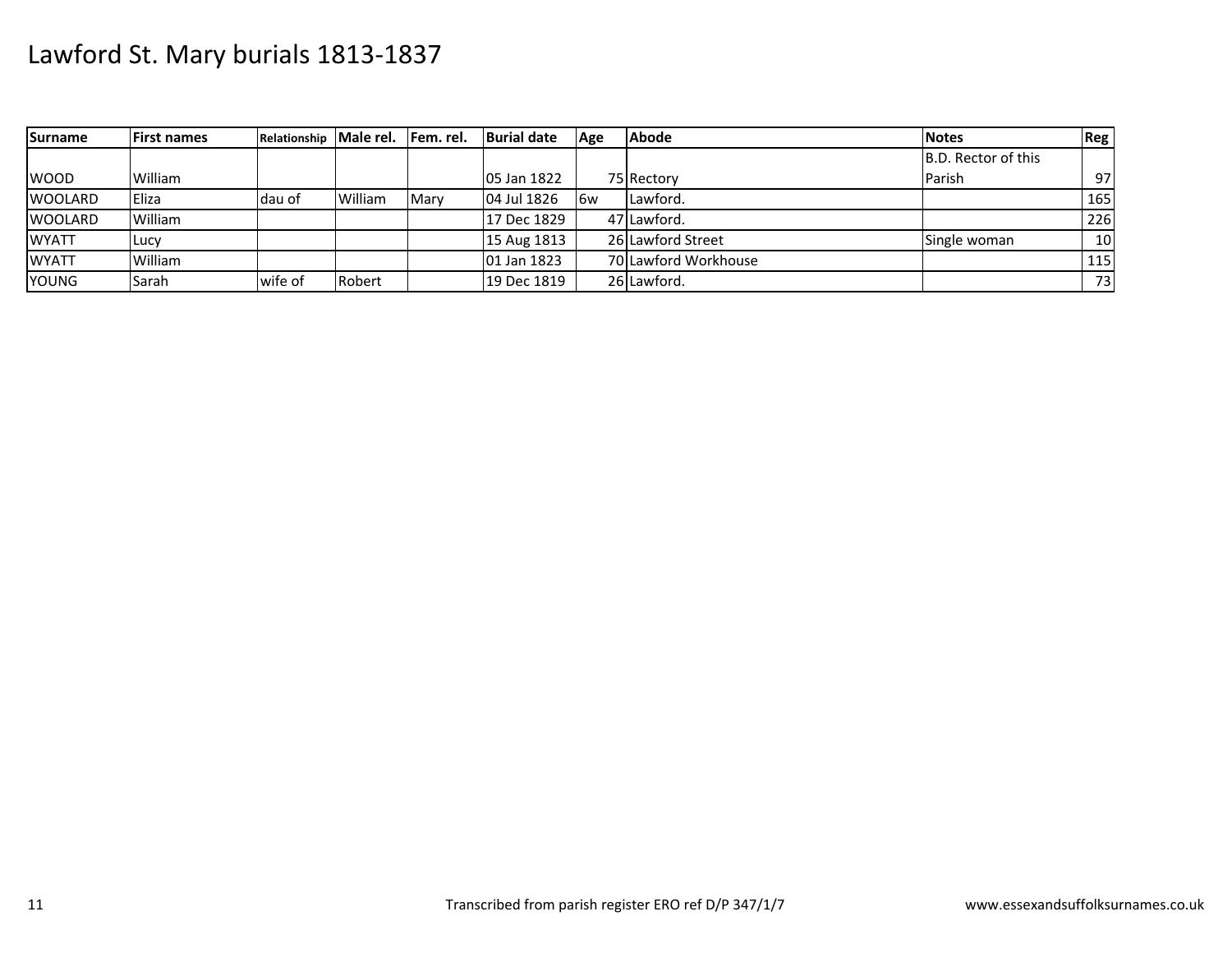# Lawford St. Mary burials 1813-1837

| Surname | First names | Relationship | Male rel. | Fem. rel. | Burial date | Age | Abode | Notes | Reg |
|---|---|---|---|---|---|---|---|---|---|
| WOOD | William | | | | 05 Jan 1822 | 75 | Rectory | B.D. Rector of this Parish | 97 |
| WOOLARD | Eliza | dau of | William | Mary | 04 Jul 1826 | 6w | Lawford. | | 165 |
| WOOLARD | William | | | | 17 Dec 1829 | 47 | Lawford. | | 226 |
| WYATT | Lucy | | | | 15 Aug 1813 | 26 | Lawford Street | Single woman | 10 |
| WYATT | William | | | | 01 Jan 1823 | 70 | Lawford Workhouse | | 115 |
| YOUNG | Sarah | wife of | Robert | | 19 Dec 1819 | 26 | Lawford. | | 73 |

Transcribed from parish register ERO ref D/P 347/1/7

www.essexandsuffolksurnames.co.uk